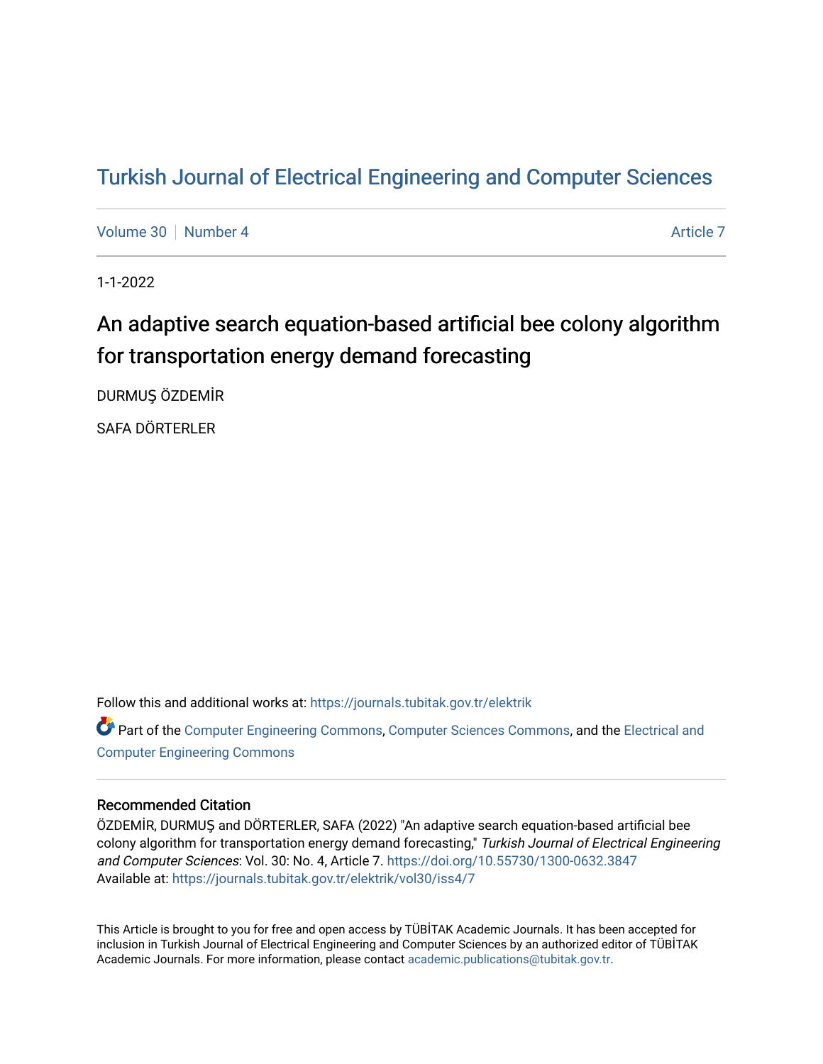# Turkish Journal of Electrical Engineering and Computer Sciences

Volume 30 | Number 4 | Article 7

1-1-2022

## An adaptive search equation-based artificial bee colony algorithm for transportation energy demand forecasting

DURMUŞ ÖZDEMİR

SAFA DÖRTERLER

Follow this and additional works at: https://journals.tubitak.gov.tr/elektrik

Part of the Computer Engineering Commons, Computer Sciences Commons, and the Electrical and Computer Engineering Commons

### Recommended Citation

ÖZDEMİR, DURMUŞ and DÖRTERLER, SAFA (2022) "An adaptive search equation-based artificial bee colony algorithm for transportation energy demand forecasting," *Turkish Journal of Electrical Engineering and Computer Sciences*: Vol. 30: No. 4, Article 7. https://doi.org/10.55730/1300-0632.3847
Available at: https://journals.tubitak.gov.tr/elektrik/vol30/iss4/7

This Article is brought to you for free and open access by TÜBİTAK Academic Journals. It has been accepted for inclusion in Turkish Journal of Electrical Engineering and Computer Sciences by an authorized editor of TÜBİTAK Academic Journals. For more information, please contact academic.publications@tubitak.gov.tr.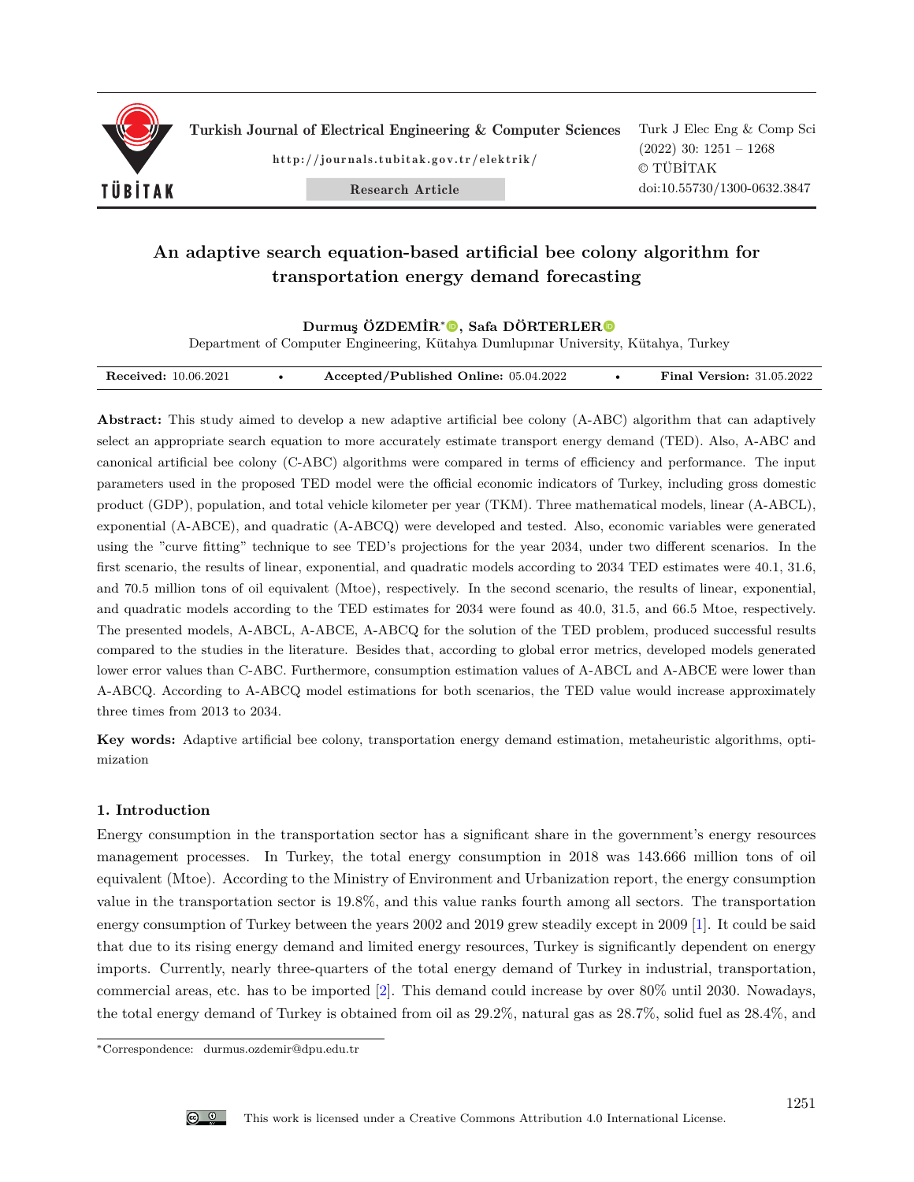# An adaptive search equation-based artificial bee colony algorithm for transportation energy demand forecasting

**Durmuş ÖZDEMİR***, **Safa DÖRTERLER**

Department of Computer Engineering, Kütahya Dumlupınar University, Kütahya, Turkey

**Received:** 10.06.2021 • **Accepted/Published Online:** 05.04.2022 • **Final Version:** 31.05.2022

**Abstract:** This study aimed to develop a new adaptive artificial bee colony (A-ABC) algorithm that can adaptively select an appropriate search equation to more accurately estimate transport energy demand (TED). Also, A-ABC and canonical artificial bee colony (C-ABC) algorithms were compared in terms of efficiency and performance. The input parameters used in the proposed TED model were the official economic indicators of Turkey, including gross domestic product (GDP), population, and total vehicle kilometer per year (TKM). Three mathematical models, linear (A-ABCL), exponential (A-ABCE), and quadratic (A-ABCQ) were developed and tested. Also, economic variables were generated using the "curve fitting" technique to see TED's projections for the year 2034, under two different scenarios. In the first scenario, the results of linear, exponential, and quadratic models according to 2034 TED estimates were 40.1, 31.6, and 70.5 million tons of oil equivalent (Mtoe), respectively. In the second scenario, the results of linear, exponential, and quadratic models according to the TED estimates for 2034 were found as 40.0, 31.5, and 66.5 Mtoe, respectively. The presented models, A-ABCL, A-ABCE, A-ABCQ for the solution of the TED problem, produced successful results compared to the studies in the literature. Besides that, according to global error metrics, developed models generated lower error values than C-ABC. Furthermore, consumption estimation values of A-ABCL and A-ABCE were lower than A-ABCQ. According to A-ABCQ model estimations for both scenarios, the TED value would increase approximately three times from 2013 to 2034.

**Key words:** Adaptive artificial bee colony, transportation energy demand estimation, metaheuristic algorithms, optimization

## 1. Introduction

Energy consumption in the transportation sector has a significant share in the government's energy resources management processes. In Turkey, the total energy consumption in 2018 was 143.666 million tons of oil equivalent (Mtoe). According to the Ministry of Environment and Urbanization report, the energy consumption value in the transportation sector is 19.8%, and this value ranks fourth among all sectors. The transportation energy consumption of Turkey between the years 2002 and 2019 grew steadily except in 2009 [1]. It could be said that due to its rising energy demand and limited energy resources, Turkey is significantly dependent on energy imports. Currently, nearly three-quarters of the total energy demand of Turkey in industrial, transportation, commercial areas, etc. has to be imported [2]. This demand could increase by over 80% until 2030. Nowadays, the total energy demand of Turkey is obtained from oil as 29.2%, natural gas as 28.7%, solid fuel as 28.4%, and

---

*Correspondence: durmus.ozdemir@dpu.edu.tr

This work is licensed under a Creative Commons Attribution 4.0 International License.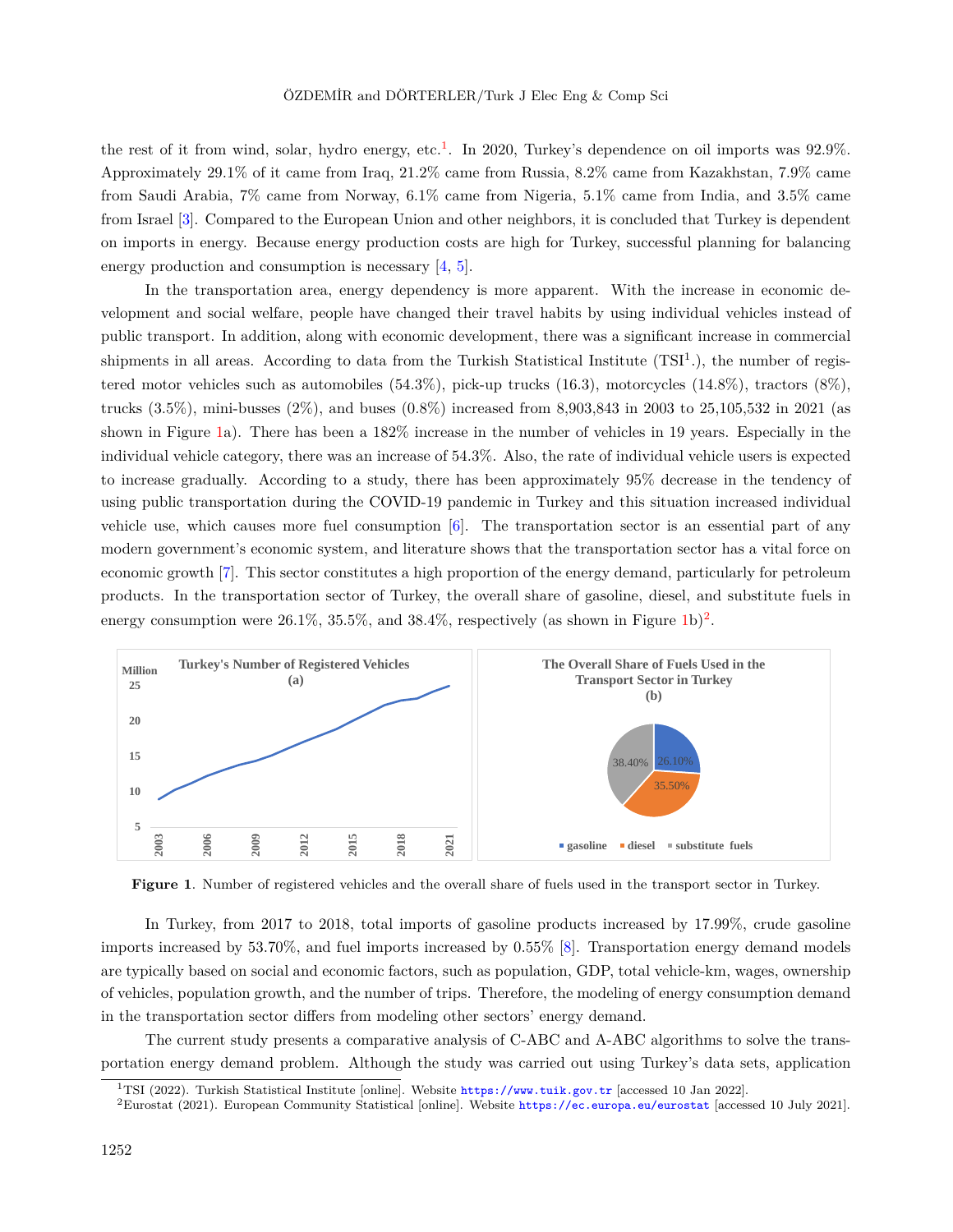the rest of it from wind, solar, hydro energy, etc.[1]. In 2020, Turkey's dependence on oil imports was 92.9%. Approximately 29.1% of it came from Iraq, 21.2% came from Russia, 8.2% came from Kazakhstan, 7.9% came from Saudi Arabia, 7% came from Norway, 6.1% came from Nigeria, 5.1% came from India, and 3.5% came from Israel [3]. Compared to the European Union and other neighbors, it is concluded that Turkey is dependent on imports in energy. Because energy production costs are high for Turkey, successful planning for balancing energy production and consumption is necessary [4, 5].

In the transportation area, energy dependency is more apparent. With the increase in economic development and social welfare, people have changed their travel habits by using individual vehicles instead of public transport. In addition, along with economic development, there was a significant increase in commercial shipments in all areas. According to data from the Turkish Statistical Institute (TSI[1].), the number of registered motor vehicles such as automobiles (54.3%), pick-up trucks (16.3), motorcycles (14.8%), tractors (8%), trucks (3.5%), mini-busses (2%), and buses (0.8%) increased from 8,903,843 in 2003 to 25,105,532 in 2021 (as shown in Figure 1a). There has been a 182% increase in the number of vehicles in 19 years. Especially in the individual vehicle category, there was an increase of 54.3%. Also, the rate of individual vehicle users is expected to increase gradually. According to a study, there has been approximately 95% decrease in the tendency of using public transportation during the COVID-19 pandemic in Turkey and this situation increased individual vehicle use, which causes more fuel consumption [6]. The transportation sector is an essential part of any modern government's economic system, and literature shows that the transportation sector has a vital force on economic growth [7]. This sector constitutes a high proportion of the energy demand, particularly for petroleum products. In the transportation sector of Turkey, the overall share of gasoline, diesel, and substitute fuels in energy consumption were 26.1%, 35.5%, and 38.4%, respectively (as shown in Figure 1b)[2].

**Figure 1**. Number of registered vehicles and the overall share of fuels used in the transport sector in Turkey.

In Turkey, from 2017 to 2018, total imports of gasoline products increased by 17.99%, crude gasoline imports increased by 53.70%, and fuel imports increased by 0.55% [8]. Transportation energy demand models are typically based on social and economic factors, such as population, GDP, total vehicle-km, wages, ownership of vehicles, population growth, and the number of trips. Therefore, the modeling of energy consumption demand in the transportation sector differs from modeling other sectors' energy demand.

The current study presents a comparative analysis of C-ABC and A-ABC algorithms to solve the transportation energy demand problem. Although the study was carried out using Turkey's data sets, application

[1]TSI (2022). Turkish Statistical Institute [online]. Website https://www.tuik.gov.tr [accessed 10 Jan 2022].

[2]Eurostat (2021). European Community Statistical [online]. Website https://ec.europa.eu/eurostat [accessed 10 July 2021].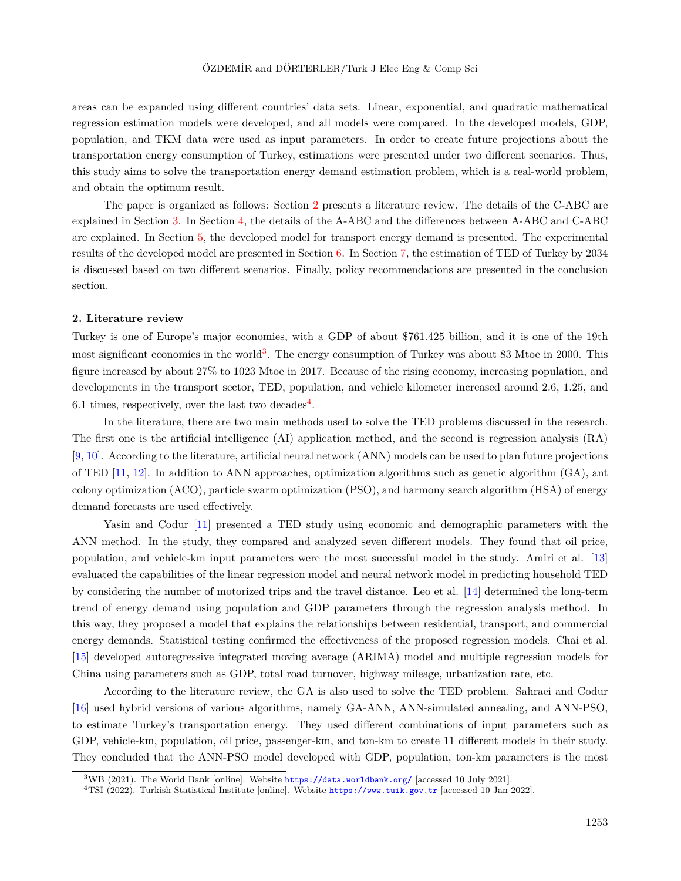areas can be expanded using different countries' data sets. Linear, exponential, and quadratic mathematical regression estimation models were developed, and all models were compared. In the developed models, GDP, population, and TKM data were used as input parameters. In order to create future projections about the transportation energy consumption of Turkey, estimations were presented under two different scenarios. Thus, this study aims to solve the transportation energy demand estimation problem, which is a real-world problem, and obtain the optimum result.

The paper is organized as follows: Section 2 presents a literature review. The details of the C-ABC are explained in Section 3. In Section 4, the details of the A-ABC and the differences between A-ABC and C-ABC are explained. In Section 5, the developed model for transport energy demand is presented. The experimental results of the developed model are presented in Section 6. In Section 7, the estimation of TED of Turkey by 2034 is discussed based on two different scenarios. Finally, policy recommendations are presented in the conclusion section.

## 2. Literature review

Turkey is one of Europe's major economies, with a GDP of about $761.425 billion, and it is one of the 19th most significant economies in the world[3]. The energy consumption of Turkey was about 83 Mtoe in 2000. This figure increased by about 27% to 1023 Mtoe in 2017. Because of the rising economy, increasing population, and developments in the transport sector, TED, population, and vehicle kilometer increased around 2.6, 1.25, and 6.1 times, respectively, over the last two decades[4].

In the literature, there are two main methods used to solve the TED problems discussed in the research. The first one is the artificial intelligence (AI) application method, and the second is regression analysis (RA) [9, 10]. According to the literature, artificial neural network (ANN) models can be used to plan future projections of TED [11, 12]. In addition to ANN approaches, optimization algorithms such as genetic algorithm (GA), ant colony optimization (ACO), particle swarm optimization (PSO), and harmony search algorithm (HSA) of energy demand forecasts are used effectively.

Yasin and Codur [11] presented a TED study using economic and demographic parameters with the ANN method. In the study, they compared and analyzed seven different models. They found that oil price, population, and vehicle-km input parameters were the most successful model in the study. Amiri et al. [13] evaluated the capabilities of the linear regression model and neural network model in predicting household TED by considering the number of motorized trips and the travel distance. Leo et al. [14] determined the long-term trend of energy demand using population and GDP parameters through the regression analysis method. In this way, they proposed a model that explains the relationships between residential, transport, and commercial energy demands. Statistical testing confirmed the effectiveness of the proposed regression models. Chai et al. [15] developed autoregressive integrated moving average (ARIMA) model and multiple regression models for China using parameters such as GDP, total road turnover, highway mileage, urbanization rate, etc.

According to the literature review, the GA is also used to solve the TED problem. Sahraei and Codur [16] used hybrid versions of various algorithms, namely GA-ANN, ANN-simulated annealing, and ANN-PSO, to estimate Turkey's transportation energy. They used different combinations of input parameters such as GDP, vehicle-km, population, oil price, passenger-km, and ton-km to create 11 different models in their study. They concluded that the ANN-PSO model developed with GDP, population, ton-km parameters is the most

[3]WB (2021). The World Bank [online]. Website https://data.worldbank.org/ [accessed 10 July 2021].

[4]TSI (2022). Turkish Statistical Institute [online]. Website https://www.tuik.gov.tr [accessed 10 Jan 2022].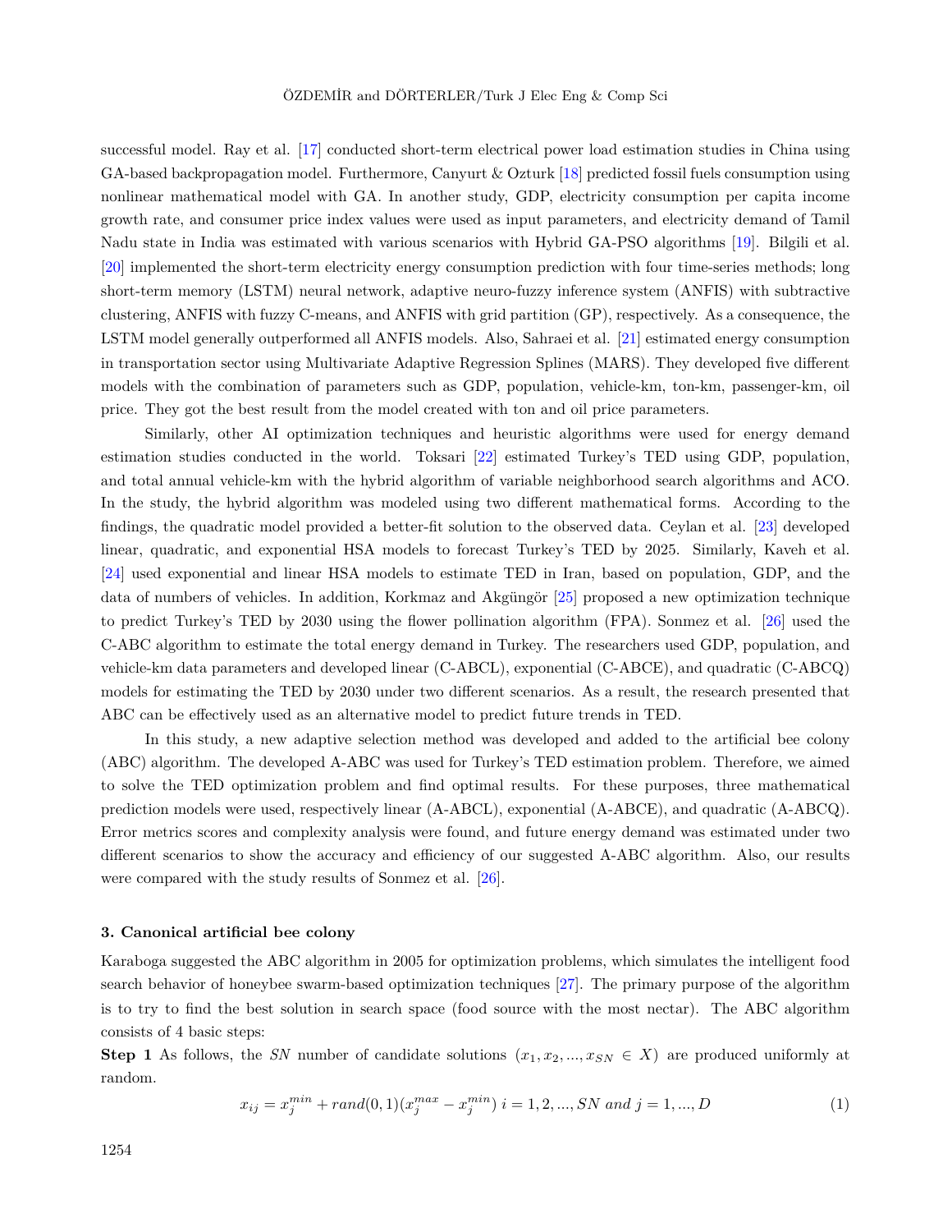successful model. Ray et al. [17] conducted short-term electrical power load estimation studies in China using GA-based backpropagation model. Furthermore, Canyurt & Ozturk [18] predicted fossil fuels consumption using nonlinear mathematical model with GA. In another study, GDP, electricity consumption per capita income growth rate, and consumer price index values were used as input parameters, and electricity demand of Tamil Nadu state in India was estimated with various scenarios with Hybrid GA-PSO algorithms [19]. Bilgili et al. [20] implemented the short-term electricity energy consumption prediction with four time-series methods; long short-term memory (LSTM) neural network, adaptive neuro-fuzzy inference system (ANFIS) with subtractive clustering, ANFIS with fuzzy C-means, and ANFIS with grid partition (GP), respectively. As a consequence, the LSTM model generally outperformed all ANFIS models. Also, Sahraei et al. [21] estimated energy consumption in transportation sector using Multivariate Adaptive Regression Splines (MARS). They developed five different models with the combination of parameters such as GDP, population, vehicle-km, ton-km, passenger-km, oil price. They got the best result from the model created with ton and oil price parameters.

Similarly, other AI optimization techniques and heuristic algorithms were used for energy demand estimation studies conducted in the world. Toksari [22] estimated Turkey's TED using GDP, population, and total annual vehicle-km with the hybrid algorithm of variable neighborhood search algorithms and ACO. In the study, the hybrid algorithm was modeled using two different mathematical forms. According to the findings, the quadratic model provided a better-fit solution to the observed data. Ceylan et al. [23] developed linear, quadratic, and exponential HSA models to forecast Turkey's TED by 2025. Similarly, Kaveh et al. [24] used exponential and linear HSA models to estimate TED in Iran, based on population, GDP, and the data of numbers of vehicles. In addition, Korkmaz and Akgüngör [25] proposed a new optimization technique to predict Turkey's TED by 2030 using the flower pollination algorithm (FPA). Sonmez et al. [26] used the C-ABC algorithm to estimate the total energy demand in Turkey. The researchers used GDP, population, and vehicle-km data parameters and developed linear (C-ABCL), exponential (C-ABCE), and quadratic (C-ABCQ) models for estimating the TED by 2030 under two different scenarios. As a result, the research presented that ABC can be effectively used as an alternative model to predict future trends in TED.

In this study, a new adaptive selection method was developed and added to the artificial bee colony (ABC) algorithm. The developed A-ABC was used for Turkey's TED estimation problem. Therefore, we aimed to solve the TED optimization problem and find optimal results. For these purposes, three mathematical prediction models were used, respectively linear (A-ABCL), exponential (A-ABCE), and quadratic (A-ABCQ). Error metrics scores and complexity analysis were found, and future energy demand was estimated under two different scenarios to show the accuracy and efficiency of our suggested A-ABC algorithm. Also, our results were compared with the study results of Sonmez et al. [26].

### 3. Canonical artificial bee colony

Karaboga suggested the ABC algorithm in 2005 for optimization problems, which simulates the intelligent food search behavior of honeybee swarm-based optimization techniques [27]. The primary purpose of the algorithm is to try to find the best solution in search space (food source with the most nectar). The ABC algorithm consists of 4 basic steps:

**Step 1** As follows, the $SN$ number of candidate solutions $(x_1, x_2, ..., x_{SN} \in X)$ are produced uniformly at random.

$$x_{ij} = x_j^{min} + rand(0,1)(x_j^{max} - x_j^{min}) \; i = 1, 2, ..., SN \; and \; j = 1, ..., D \tag{1}$$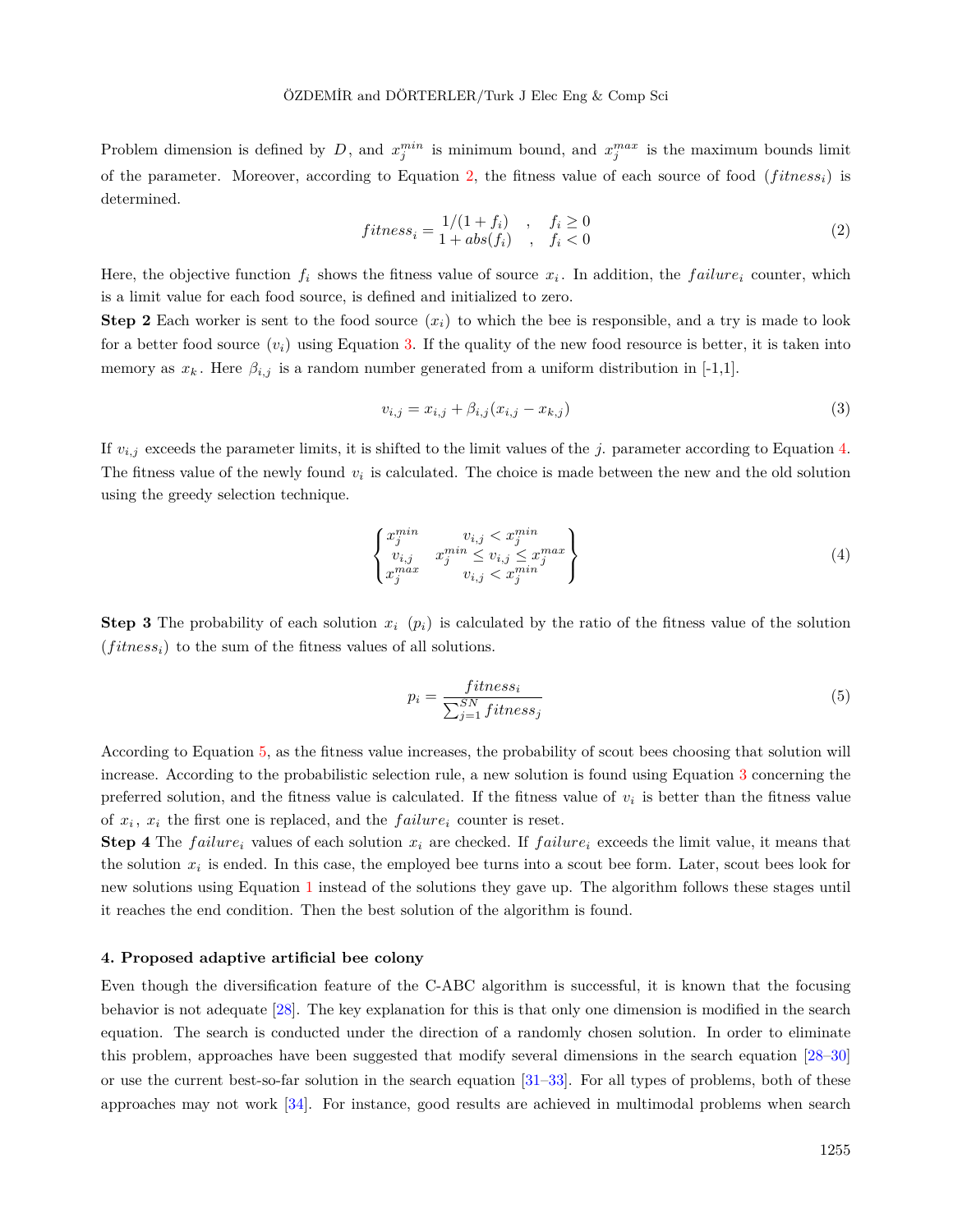Problem dimension is defined by $D$, and $x_j^{min}$ is minimum bound, and $x_j^{max}$ is the maximum bounds limit of the parameter. Moreover, according to Equation 2, the fitness value of each source of food ($fitness_i$) is determined.

$$fitness_i = \begin{matrix} 1/(1+f_i) & , & f_i \geq 0 \\ 1 + abs(f_i) & , & f_i < 0 \end{matrix} \tag{2}$$

Here, the objective function $f_i$ shows the fitness value of source $x_i$. In addition, the $failure_i$ counter, which is a limit value for each food source, is defined and initialized to zero.

**Step 2** Each worker is sent to the food source ($x_i$) to which the bee is responsible, and a try is made to look for a better food source ($v_i$) using Equation 3. If the quality of the new food resource is better, it is taken into memory as $x_k$. Here $\beta_{i,j}$ is a random number generated from a uniform distribution in [-1,1].

$$v_{i,j} = x_{i,j} + \beta_{i,j}(x_{i,j} - x_{k,j}) \tag{3}$$

If $v_{i,j}$ exceeds the parameter limits, it is shifted to the limit values of the $j$. parameter according to Equation 4. The fitness value of the newly found $v_i$ is calculated. The choice is made between the new and the old solution using the greedy selection technique.

$$\begin{Bmatrix} x_j^{min} & v_{i,j} < x_j^{min} \\ v_{i,j} & x_j^{min} \leq v_{i,j} \leq x_j^{max} \\ x_j^{max} & v_{i,j} < x_j^{min} \end{Bmatrix} \tag{4}$$

**Step 3** The probability of each solution $x_i$ ($p_i$) is calculated by the ratio of the fitness value of the solution ($fitness_i$) to the sum of the fitness values of all solutions.

$$p_i = \frac{fitness_i}{\sum_{j=1}^{SN} fitness_j} \tag{5}$$

According to Equation 5, as the fitness value increases, the probability of scout bees choosing that solution will increase. According to the probabilistic selection rule, a new solution is found using Equation 3 concerning the preferred solution, and the fitness value is calculated. If the fitness value of $v_i$ is better than the fitness value of $x_i$, $x_i$ the first one is replaced, and the $failure_i$ counter is reset.

**Step 4** The $failure_i$ values of each solution $x_i$ are checked. If $failure_i$ exceeds the limit value, it means that the solution $x_i$ is ended. In this case, the employed bee turns into a scout bee form. Later, scout bees look for new solutions using Equation 1 instead of the solutions they gave up. The algorithm follows these stages until it reaches the end condition. Then the best solution of the algorithm is found.

#### 4. Proposed adaptive artificial bee colony

Even though the diversification feature of the C-ABC algorithm is successful, it is known that the focusing behavior is not adequate [28]. The key explanation for this is that only one dimension is modified in the search equation. The search is conducted under the direction of a randomly chosen solution. In order to eliminate this problem, approaches have been suggested that modify several dimensions in the search equation [28–30] or use the current best-so-far solution in the search equation [31–33]. For all types of problems, both of these approaches may not work [34]. For instance, good results are achieved in multimodal problems when search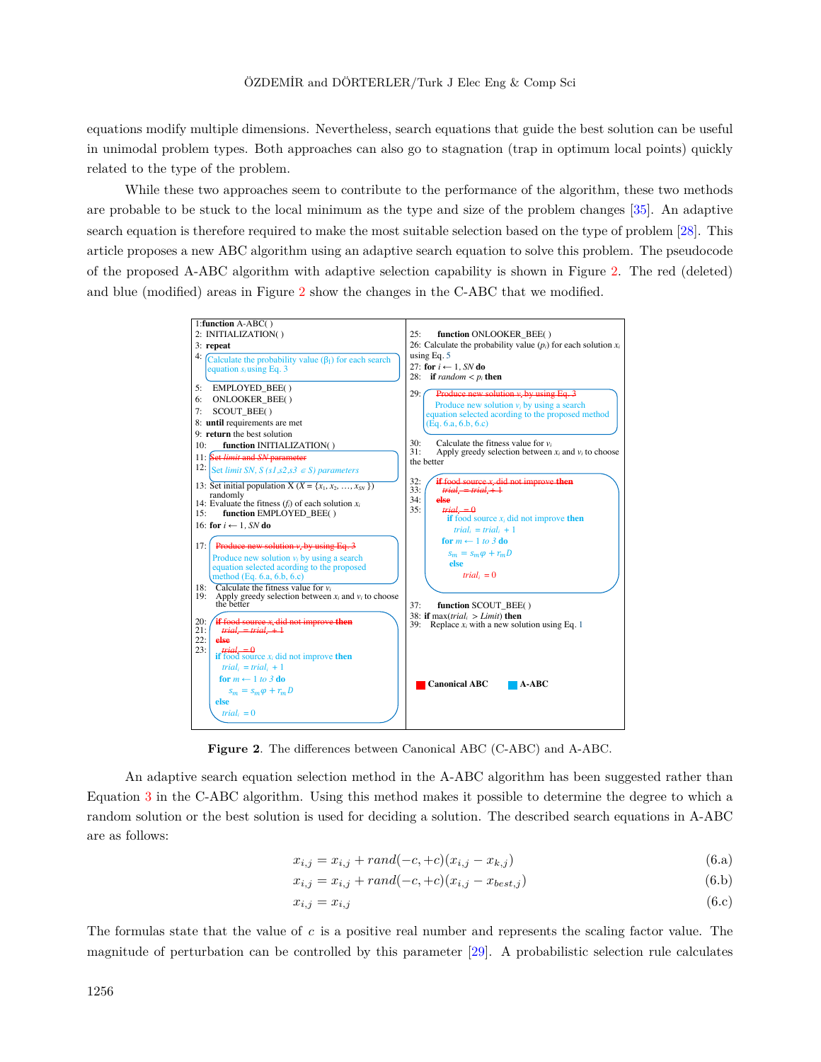equations modify multiple dimensions. Nevertheless, search equations that guide the best solution can be useful in unimodal problem types. Both approaches can also go to stagnation (trap in optimum local points) quickly related to the type of the problem.

While these two approaches seem to contribute to the performance of the algorithm, these two methods are probable to be stuck to the local minimum as the type and size of the problem changes [35]. An adaptive search equation is therefore required to make the most suitable selection based on the type of problem [28]. This article proposes a new ABC algorithm using an adaptive search equation to solve this problem. The pseudocode of the proposed A-ABC algorithm with adaptive selection capability is shown in Figure 2. The red (deleted) and blue (modified) areas in Figure 2 show the changes in the C-ABC that we modified.

```
1:  function A-ABC( )
2:  INITIALIZATION( )
3:  repeat
4:    Calculate the probability value (β_l) for each search equation s_l using Eq. 3
5:    EMPLOYED_BEE( )
6:    ONLOOKER_BEE( )
7:    SCOUT_BEE( )
8:  until requirements are met
9:  return the best solution
10:     function INITIALIZATION( )
11: Set limit and SN parameter                              [deleted]
12: Set limit SN, S (s1,s2,s3 ∈ S) parameters               [modified]
13: Set initial population X (X = {x_1, x_2, …, x_SN}) randomly
14: Evaluate the fitness (f_i) of each solution x_i
15:     function EMPLOYED_BEE( )
16: for i ← 1, SN do
17:   Produce new solution v_i by using Eq. 3               [deleted]
      Produce new solution v_i by using a search equation selected according to the proposed method (Eq. 6.a, 6.b, 6.c)   [modified]
18:   Calculate the fitness value for v_i
19:   Apply greedy selection between x_i and v_i to choose the better
20:   if food source x_i did not improve then               [deleted]
21:     trial_i = trial_i + 1                               [deleted]
22:   else                                                  [deleted]
23:     trial_i = 0                                         [deleted]
      if food source x_i did not improve then               [modified]
        trial_i = trial_i + 1
      for m ← 1 to 3 do
          s_m = s_m φ + r_m D
      else
        trial_i = 0
25:     function ONLOOKER_BEE( )
26: Calculate the probability value (p_i) for each solution x_i using Eq. 5
27: for i ← 1, SN do
28:   if random < p_i then
29:     Produce new solution v_i by using Eq. 3             [deleted]
        Produce new solution v_i by using a search equation selected according to the proposed method (Eq. 6.a, 6.b, 6.c)   [modified]
30:     Calculate the fitness value for v_i
31:     Apply greedy selection between x_i and v_i to choose the better
32:     if food source x_i did not improve then             [deleted]
33:       trial_i = trial_i + 1                             [deleted]
34:     else                                                [deleted]
35:       trial_i = 0                                       [deleted]
        if food source x_i did not improve then             [modified]
          trial_i = trial_i + 1
        for m ← 1 to 3 do
            s_m = s_m φ + r_m D
        else
            trial_i = 0
37:     function SCOUT_BEE( )
38: if max(trial_i > Limit) then
39:   Replace x_i with a new solution using Eq. 1
```

Legend: Canonical ABC (red) — A-ABC (blue)

**Figure 2**. The differences between Canonical ABC (C-ABC) and A-ABC.

An adaptive search equation selection method in the A-ABC algorithm has been suggested rather than Equation 3 in the C-ABC algorithm. Using this method makes it possible to determine the degree to which a random solution or the best solution is used for deciding a solution. The described search equations in A-ABC are as follows:

$$x_{i,j} = x_{i,j} + rand(-c, +c)(x_{i,j} - x_{k,j}) \tag{6.a}$$

$$x_{i,j} = x_{i,j} + rand(-c, +c)(x_{i,j} - x_{best,j}) \tag{6.b}$$

$$x_{i,j} = x_{i,j} \tag{6.c}$$

The formulas state that the value of $c$ is a positive real number and represents the scaling factor value. The magnitude of perturbation can be controlled by this parameter [29]. A probabilistic selection rule calculates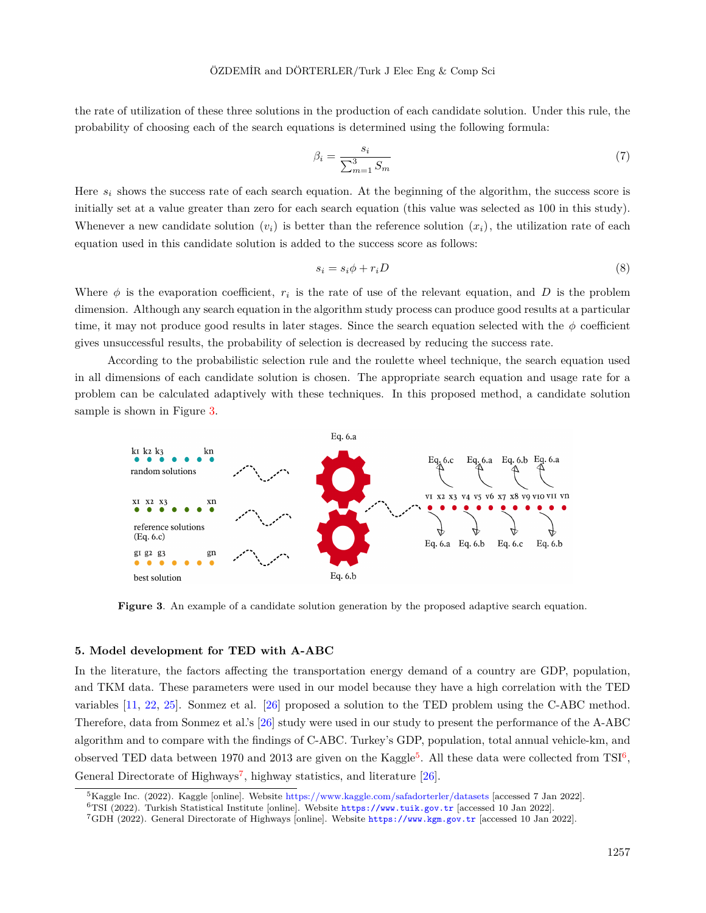the rate of utilization of these three solutions in the production of each candidate solution. Under this rule, the probability of choosing each of the search equations is determined using the following formula:

$$\beta_i = \frac{s_i}{\sum_{m=1}^{3} S_m} \tag{7}$$

Here $s_i$ shows the success rate of each search equation. At the beginning of the algorithm, the success score is initially set at a value greater than zero for each search equation (this value was selected as 100 in this study). Whenever a new candidate solution $(v_i)$ is better than the reference solution $(x_i)$, the utilization rate of each equation used in this candidate solution is added to the success score as follows:

$$s_i = s_i\phi + r_i D \tag{8}$$

Where $\phi$ is the evaporation coefficient, $r_i$ is the rate of use of the relevant equation, and $D$ is the problem dimension. Although any search equation in the algorithm study process can produce good results at a particular time, it may not produce good results in later stages. Since the search equation selected with the $\phi$ coefficient gives unsuccessful results, the probability of selection is decreased by reducing the success rate.

According to the probabilistic selection rule and the roulette wheel technique, the search equation used in all dimensions of each candidate solution is chosen. The appropriate search equation and usage rate for a problem can be calculated adaptively with these techniques. In this proposed method, a candidate solution sample is shown in Figure 3.

**Figure 3**. An example of a candidate solution generation by the proposed adaptive search equation.

## 5. Model development for TED with A-ABC

In the literature, the factors affecting the transportation energy demand of a country are GDP, population, and TKM data. These parameters were used in our model because they have a high correlation with the TED variables [11, 22, 25]. Sonmez et al. [26] proposed a solution to the TED problem using the C-ABC method. Therefore, data from Sonmez et al.'s [26] study were used in our study to present the performance of the A-ABC algorithm and to compare with the findings of C-ABC. Turkey's GDP, population, total annual vehicle-km, and observed TED data between 1970 and 2013 are given on the Kaggle[5]. All these data were collected from TSI[6], General Directorate of Highways[7], highway statistics, and literature [26].

[5]Kaggle Inc. (2022). Kaggle [online]. Website https://www.kaggle.com/safadorterler/datasets [accessed 7 Jan 2022].

[6]TSI (2022). Turkish Statistical Institute [online]. Website https://www.tuik.gov.tr [accessed 10 Jan 2022].

[7]GDH (2022). General Directorate of Highways [online]. Website https://www.kgm.gov.tr [accessed 10 Jan 2022].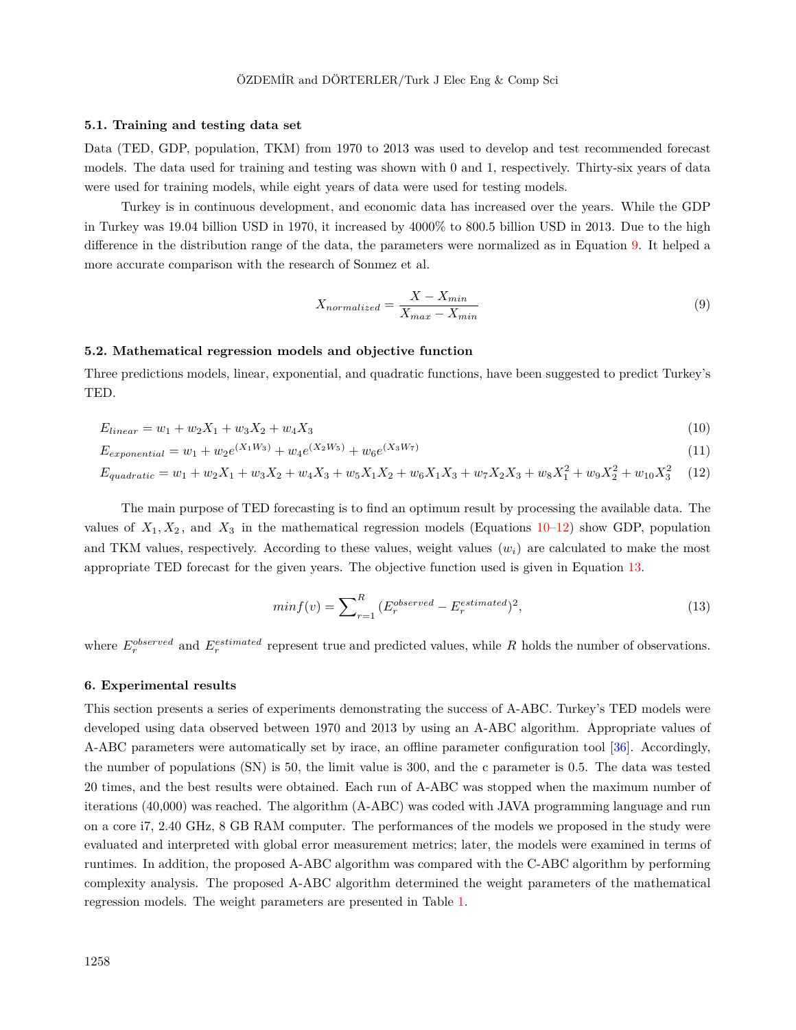### 5.1. Training and testing data set

Data (TED, GDP, population, TKM) from 1970 to 2013 was used to develop and test recommended forecast models. The data used for training and testing was shown with 0 and 1, respectively. Thirty-six years of data were used for training models, while eight years of data were used for testing models.

Turkey is in continuous development, and economic data has increased over the years. While the GDP in Turkey was 19.04 billion USD in 1970, it increased by 4000% to 800.5 billion USD in 2013. Due to the high difference in the distribution range of the data, the parameters were normalized as in Equation 9. It helped a more accurate comparison with the research of Sonmez et al.

$$X_{normalized} = \frac{X - X_{min}}{X_{max} - X_{min}} \tag{9}$$

### 5.2. Mathematical regression models and objective function

Three predictions models, linear, exponential, and quadratic functions, have been suggested to predict Turkey's TED.

$$E_{linear} = w_1 + w_2X_1 + w_3X_2 + w_4X_3 \tag{10}$$

$$E_{exponential} = w_1 + w_2e^{(X_1W_3)} + w_4e^{(X_2W_5)} + w_6e^{(X_3W_7)} \tag{11}$$

$$E_{quadratic} = w_1 + w_2X_1 + w_3X_2 + w_4X_3 + w_5X_1X_2 + w_6X_1X_3 + w_7X_2X_3 + w_8X_1^2 + w_9X_2^2 + w_{10}X_3^2 \tag{12}$$

The main purpose of TED forecasting is to find an optimum result by processing the available data. The values of $X_1, X_2$, and $X_3$ in the mathematical regression models (Equations 10–12) show GDP, population and TKM values, respectively. According to these values, weight values $(w_i)$ are calculated to make the most appropriate TED forecast for the given years. The objective function used is given in Equation 13.

$$min f(v) = \sum_{r=1}^{R} (E_r^{observed} - E_r^{estimated})^2, \tag{13}$$

where $E_r^{observed}$ and $E_r^{estimated}$ represent true and predicted values, while $R$ holds the number of observations.

## 6. Experimental results

This section presents a series of experiments demonstrating the success of A-ABC. Turkey's TED models were developed using data observed between 1970 and 2013 by using an A-ABC algorithm. Appropriate values of A-ABC parameters were automatically set by irace, an offline parameter configuration tool [36]. Accordingly, the number of populations (SN) is 50, the limit value is 300, and the c parameter is 0.5. The data was tested 20 times, and the best results were obtained. Each run of A-ABC was stopped when the maximum number of iterations (40,000) was reached. The algorithm (A-ABC) was coded with JAVA programming language and run on a core i7, 2.40 GHz, 8 GB RAM computer. The performances of the models we proposed in the study were evaluated and interpreted with global error measurement metrics; later, the models were examined in terms of runtimes. In addition, the proposed A-ABC algorithm was compared with the C-ABC algorithm by performing complexity analysis. The proposed A-ABC algorithm determined the weight parameters of the mathematical regression models. The weight parameters are presented in Table 1.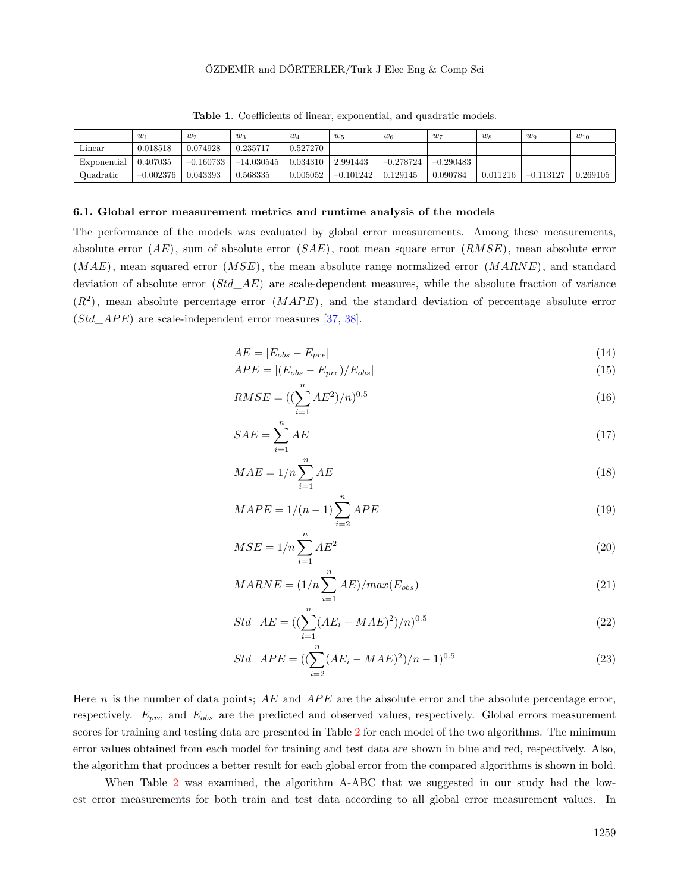**Table 1**. Coefficients of linear, exponential, and quadratic models.

| | $w_1$ | $w_2$ | $w_3$ | $w_4$ | $w_5$ | $w_6$ | $w_7$ | $w_8$ | $w_9$ | $w_{10}$ |
|---|---|---|---|---|---|---|---|---|---|---|
| Linear | 0.018518 | 0.074928 | 0.235717 | 0.527270 | | | | | | |
| Exponential | 0.407035 | −0.160733 | −14.030545 | 0.034310 | 2.991443 | −0.278724 | −0.290483 | | | |
| Quadratic | −0.002376 | 0.043393 | 0.568335 | 0.005052 | −0.101242 | 0.129145 | 0.090784 | 0.011216 | −0.113127 | 0.269105 |

### 6.1. Global error measurement metrics and runtime analysis of the models

The performance of the models was evaluated by global error measurements. Among these measurements, absolute error ($AE$), sum of absolute error ($SAE$), root mean square error ($RMSE$), mean absolute error ($MAE$), mean squared error ($MSE$), the mean absolute range normalized error ($MARNE$), and standard deviation of absolute error ($Std\_AE$) are scale-dependent measures, while the absolute fraction of variance ($R^2$), mean absolute percentage error ($MAPE$), and the standard deviation of percentage absolute error ($Std\_APE$) are scale-independent error measures [37, 38].

$$AE = |E_{obs} - E_{pre}| \tag{14}$$

$$APE = |(E_{obs} - E_{pre})/E_{obs}| \tag{15}$$

$$RMSE = ((\sum_{i=1}^{n} AE^2)/n)^{0.5} \tag{16}$$

$$SAE = \sum_{i=1}^{n} AE \tag{17}$$

$$MAE = 1/n \sum_{i=1}^{n} AE \tag{18}$$

$$MAPE = 1/(n-1) \sum_{i=2}^{n} APE \tag{19}$$

$$MSE = 1/n \sum_{i=1}^{n} AE^2 \tag{20}$$

$$MARNE = (1/n \sum_{i=1}^{n} AE)/max(E_{obs}) \tag{21}$$

$$Std\_AE = ((\sum_{i=1}^{n} (AE_i - MAE)^2)/n)^{0.5} \tag{22}$$

$$Std\_APE = ((\sum_{i=2}^{n} (AE_i - MAE)^2)/n-1)^{0.5} \tag{23}$$

Here $n$ is the number of data points; $AE$ and $APE$ are the absolute error and the absolute percentage error, respectively. $E_{pre}$ and $E_{obs}$ are the predicted and observed values, respectively. Global errors measurement scores for training and testing data are presented in Table 2 for each model of the two algorithms. The minimum error values obtained from each model for training and test data are shown in blue and red, respectively. Also, the algorithm that produces a better result for each global error from the compared algorithms is shown in bold.

When Table 2 was examined, the algorithm A-ABC that we suggested in our study had the lowest error measurements for both train and test data according to all global error measurement values. In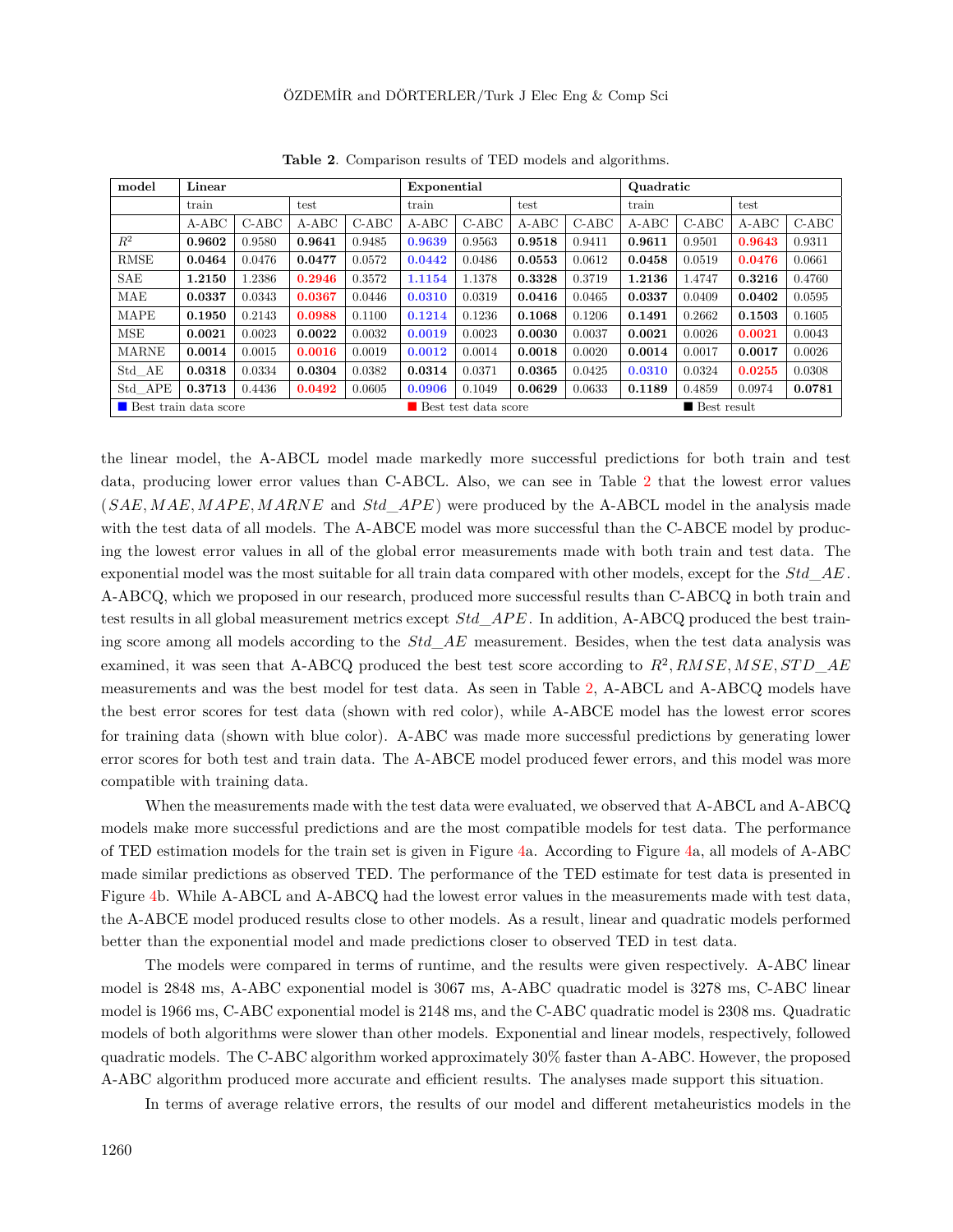**Table 2**. Comparison results of TED models and algorithms.

| model | **Linear** | | | | **Exponential** | | | | **Quadratic** | | | |
|---|---|---|---|---|---|---|---|---|---|---|---|---|
| | train | | test | | train | | test | | train | | test | |
| | A-ABC | C-ABC | A-ABC | C-ABC | A-ABC | C-ABC | A-ABC | C-ABC | A-ABC | C-ABC | A-ABC | C-ABC |
| $R^2$ | **0.9602** | 0.9580 | **0.9641** | 0.9485 | **0.9639** | 0.9563 | **0.9518** | 0.9411 | **0.9611** | 0.9501 | **0.9643** | 0.9311 |
| RMSE | **0.0464** | 0.0476 | **0.0477** | 0.0572 | **0.0442** | 0.0486 | **0.0553** | 0.0612 | **0.0458** | 0.0519 | **0.0476** | 0.0661 |
| SAE | **1.2150** | 1.2386 | **0.2946** | 0.3572 | **1.1154** | 1.1378 | **0.3328** | 0.3719 | **1.2136** | 1.4747 | **0.3216** | 0.4760 |
| MAE | **0.0337** | 0.0343 | **0.0367** | 0.0446 | **0.0310** | 0.0319 | **0.0416** | 0.0465 | **0.0337** | 0.0409 | **0.0402** | 0.0595 |
| MAPE | **0.1950** | 0.2143 | **0.0988** | 0.1100 | **0.1214** | 0.1236 | **0.1068** | 0.1206 | **0.1491** | 0.2662 | **0.1503** | 0.1605 |
| MSE | **0.0021** | 0.0023 | **0.0022** | 0.0032 | **0.0019** | 0.0023 | **0.0030** | 0.0037 | **0.0021** | 0.0026 | **0.0021** | 0.0043 |
| MARNE | **0.0014** | 0.0015 | **0.0016** | 0.0019 | **0.0012** | 0.0014 | **0.0018** | 0.0020 | **0.0014** | 0.0017 | **0.0017** | 0.0026 |
| Std_AE | **0.0318** | 0.0334 | **0.0304** | 0.0382 | **0.0314** | 0.0371 | **0.0365** | 0.0425 | **0.0310** | 0.0324 | **0.0255** | 0.0308 |
| Std_APE | **0.3713** | 0.4436 | **0.0492** | 0.0605 | **0.0906** | 0.1049 | **0.0629** | 0.0633 | **0.1189** | 0.4859 | 0.0974 | **0.0781** |

■ Best train data score (blue) ■ Best test data score (red) ■ Best result (black)

the linear model, the A-ABCL model made markedly more successful predictions for both train and test data, producing lower error values than C-ABCL. Also, we can see in Table 2 that the lowest error values ($SAE, MAE, MAPE, MARNE$ and $Std\_APE$) were produced by the A-ABCL model in the analysis made with the test data of all models. The A-ABCE model was more successful than the C-ABCE model by producing the lowest error values in all of the global error measurements made with both train and test data. The exponential model was the most suitable for all train data compared with other models, except for the $Std\_AE$. A-ABCQ, which we proposed in our research, produced more successful results than C-ABCQ in both train and test results in all global measurement metrics except $Std\_APE$. In addition, A-ABCQ produced the best training score among all models according to the $Std\_AE$ measurement. Besides, when the test data analysis was examined, it was seen that A-ABCQ produced the best test score according to $R^2, RMSE, MSE, STD\_AE$ measurements and was the best model for test data. As seen in Table 2, A-ABCL and A-ABCQ models have the best error scores for test data (shown with red color), while A-ABCE model has the lowest error scores for training data (shown with blue color). A-ABC was made more successful predictions by generating lower error scores for both test and train data. The A-ABCE model produced fewer errors, and this model was more compatible with training data.

When the measurements made with the test data were evaluated, we observed that A-ABCL and A-ABCQ models make more successful predictions and are the most compatible models for test data. The performance of TED estimation models for the train set is given in Figure 4a. According to Figure 4a, all models of A-ABC made similar predictions as observed TED. The performance of the TED estimate for test data is presented in Figure 4b. While A-ABCL and A-ABCQ had the lowest error values in the measurements made with test data, the A-ABCE model produced results close to other models. As a result, linear and quadratic models performed better than the exponential model and made predictions closer to observed TED in test data.

The models were compared in terms of runtime, and the results were given respectively. A-ABC linear model is 2848 ms, A-ABC exponential model is 3067 ms, A-ABC quadratic model is 3278 ms, C-ABC linear model is 1966 ms, C-ABC exponential model is 2148 ms, and the C-ABC quadratic model is 2308 ms. Quadratic models of both algorithms were slower than other models. Exponential and linear models, respectively, followed quadratic models. The C-ABC algorithm worked approximately 30% faster than A-ABC. However, the proposed A-ABC algorithm produced more accurate and efficient results. The analyses made support this situation.

In terms of average relative errors, the results of our model and different metaheuristics models in the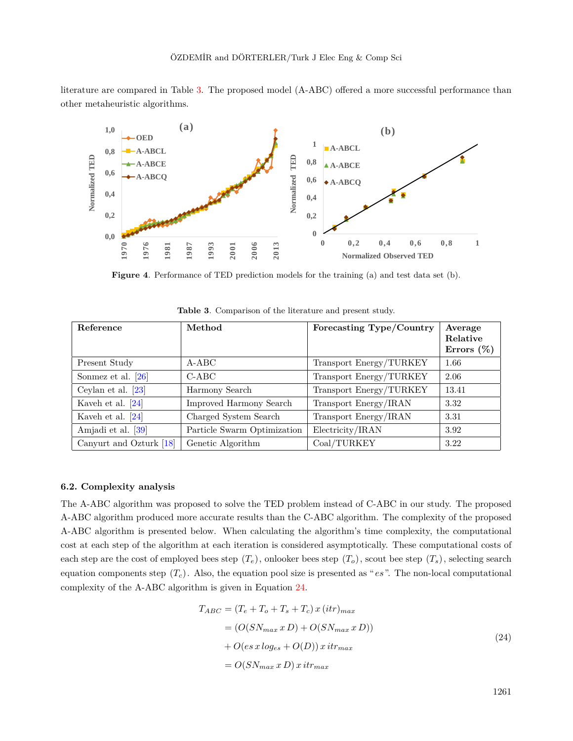literature are compared in Table 3. The proposed model (A-ABC) offered a more successful performance than other metaheuristic algorithms.

**Figure 4**. Performance of TED prediction models for the training (a) and test data set (b).

**Table 3**. Comparison of the literature and present study.

| Reference | Method | Forecasting Type/Country | Average Relative Errors (%) |
|---|---|---|---|
| Present Study | A-ABC | Transport Energy/TURKEY | 1.66 |
| Sonmez et al. [26] | C-ABC | Transport Energy/TURKEY | 2.06 |
| Ceylan et al. [23] | Harmony Search | Transport Energy/TURKEY | 13.41 |
| Kaveh et al. [24] | Improved Harmony Search | Transport Energy/IRAN | 3.32 |
| Kaveh et al. [24] | Charged System Search | Transport Energy/IRAN | 3.31 |
| Amjadi et al. [39] | Particle Swarm Optimization | Electricity/IRAN | 3.92 |
| Canyurt and Ozturk [18] | Genetic Algorithm | Coal/TURKEY | 3.22 |

### 6.2. Complexity analysis

The A-ABC algorithm was proposed to solve the TED problem instead of C-ABC in our study. The proposed A-ABC algorithm produced more accurate results than the C-ABC algorithm. The complexity of the proposed A-ABC algorithm is presented below. When calculating the algorithm's time complexity, the computational cost at each step of the algorithm at each iteration is considered asymptotically. These computational costs of each step are the cost of employed bees step $(T_e)$, onlooker bees step $(T_o)$, scout bee step $(T_s)$, selecting search equation components step $(T_c)$. Also, the equation pool size is presented as "$es$". The non-local computational complexity of the A-ABC algorithm is given in Equation 24.

$$
\begin{aligned}
T_{ABC} &= (T_e + T_o + T_s + T_c)\, x\, (itr)_{max} \\
&= (O(SN_{max}\, x\, D) + O(SN_{max}\, x\, D)) \\
&+ O(es\, x\, log_{es} + O(D))\, x\, itr_{max} \\
&= O(SN_{max}\, x\, D)\, x\, itr_{max}
\end{aligned}
\tag{24}
$$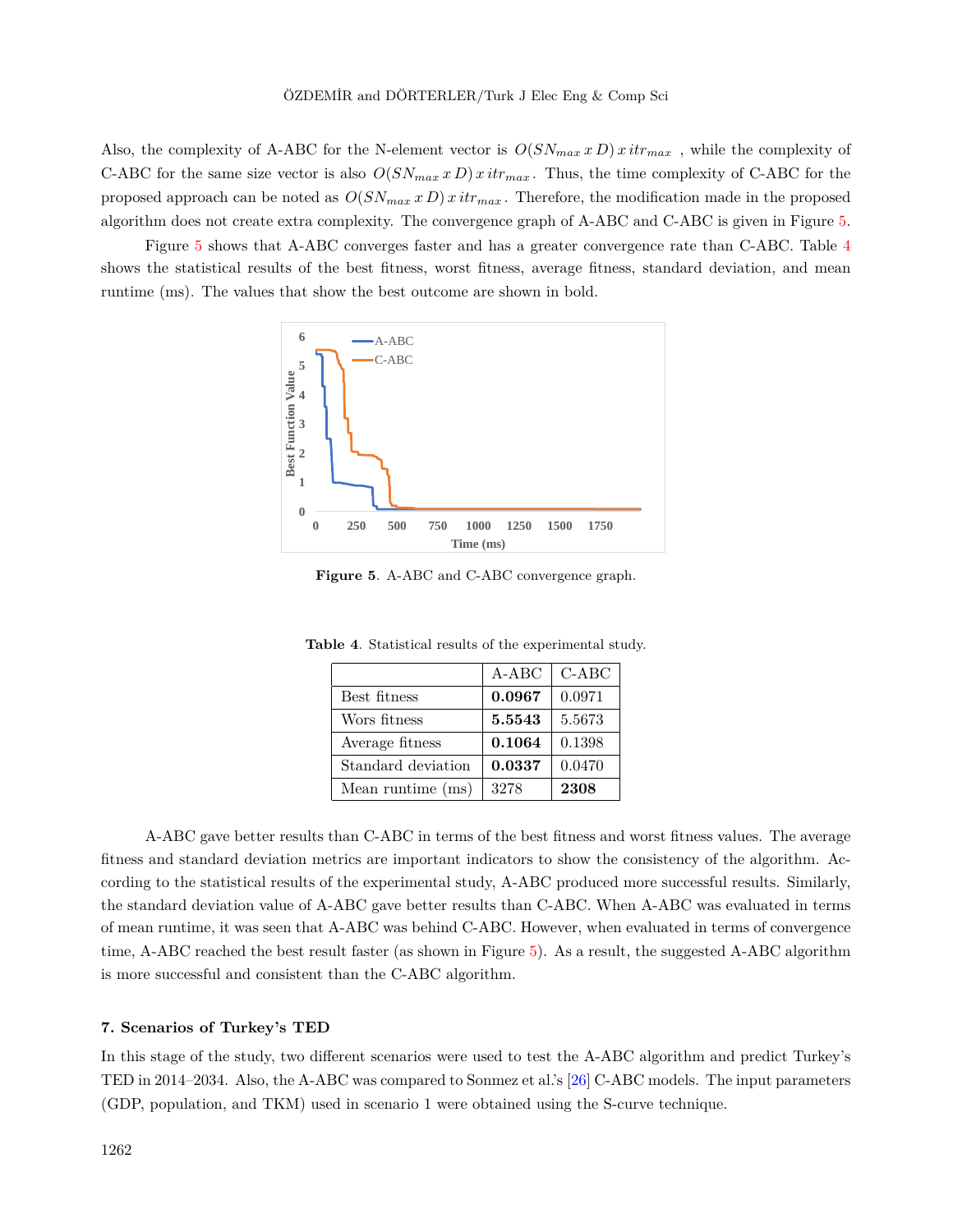Also, the complexity of A-ABC for the N-element vector is $O(SN_{max}\,x\,D)\,x\,itr_{max}$ , while the complexity of C-ABC for the same size vector is also $O(SN_{max}\,x\,D)\,x\,itr_{max}$. Thus, the time complexity of C-ABC for the proposed approach can be noted as $O(SN_{max}\,x\,D)\,x\,itr_{max}$. Therefore, the modification made in the proposed algorithm does not create extra complexity. The convergence graph of A-ABC and C-ABC is given in Figure 5.

Figure 5 shows that A-ABC converges faster and has a greater convergence rate than C-ABC. Table 4 shows the statistical results of the best fitness, worst fitness, average fitness, standard deviation, and mean runtime (ms). The values that show the best outcome are shown in bold.

**Figure 5**. A-ABC and C-ABC convergence graph.

**Table 4**. Statistical results of the experimental study.

| | A-ABC | C-ABC |
|---|---|---|
| Best fitness | **0.0967** | 0.0971 |
| Wors fitness | **5.5543** | 5.5673 |
| Average fitness | **0.1064** | 0.1398 |
| Standard deviation | **0.0337** | 0.0470 |
| Mean runtime (ms) | 3278 | **2308** |

A-ABC gave better results than C-ABC in terms of the best fitness and worst fitness values. The average fitness and standard deviation metrics are important indicators to show the consistency of the algorithm. According to the statistical results of the experimental study, A-ABC produced more successful results. Similarly, the standard deviation value of A-ABC gave better results than C-ABC. When A-ABC was evaluated in terms of mean runtime, it was seen that A-ABC was behind C-ABC. However, when evaluated in terms of convergence time, A-ABC reached the best result faster (as shown in Figure 5). As a result, the suggested A-ABC algorithm is more successful and consistent than the C-ABC algorithm.

### 7. Scenarios of Turkey's TED

In this stage of the study, two different scenarios were used to test the A-ABC algorithm and predict Turkey's TED in 2014–2034. Also, the A-ABC was compared to Sonmez et al.'s [26] C-ABC models. The input parameters (GDP, population, and TKM) used in scenario 1 were obtained using the S-curve technique.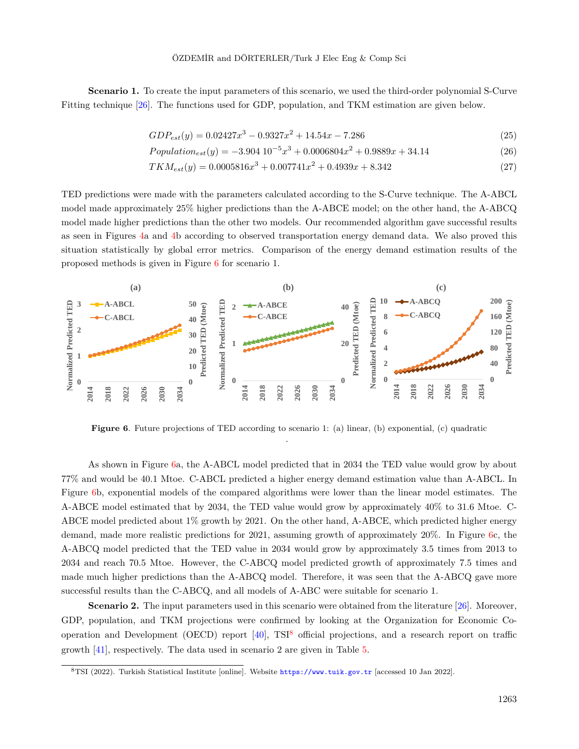**Scenario 1.** To create the input parameters of this scenario, we used the third-order polynomial S-Curve Fitting technique [26]. The functions used for GDP, population, and TKM estimation are given below.

$$GDP_{est}(y) = 0.02427x^3 - 0.9327x^2 + 14.54x - 7.286 \tag{25}$$

$$Population_{est}(y) = -3.904\ 10^{-5}x^3 + 0.0006804x^2 + 0.9889x + 34.14 \tag{26}$$

$$TKM_{est}(y) = 0.0005816x^3 + 0.007741x^2 + 0.4939x + 8.342 \tag{27}$$

TED predictions were made with the parameters calculated according to the S-Curve technique. The A-ABCL model made approximately 25% higher predictions than the A-ABCE model; on the other hand, the A-ABCQ model made higher predictions than the other two models. Our recommended algorithm gave successful results as seen in Figures 4a and 4b according to observed transportation energy demand data. We also proved this situation statistically by global error metrics. Comparison of the energy demand estimation results of the proposed methods is given in Figure 6 for scenario 1.

**Figure 6**. Future projections of TED according to scenario 1: (a) linear, (b) exponential, (c) quadratic

As shown in Figure 6a, the A-ABCL model predicted that in 2034 the TED value would grow by about 77% and would be 40.1 Mtoe. C-ABCL predicted a higher energy demand estimation value than A-ABCL. In Figure 6b, exponential models of the compared algorithms were lower than the linear model estimates. The A-ABCE model estimated that by 2034, the TED value would grow by approximately 40% to 31.6 Mtoe. C-ABCE model predicted about 1% growth by 2021. On the other hand, A-ABCE, which predicted higher energy demand, made more realistic predictions for 2021, assuming growth of approximately 20%. In Figure 6c, the A-ABCQ model predicted that the TED value in 2034 would grow by approximately 3.5 times from 2013 to 2034 and reach 70.5 Mtoe. However, the C-ABCQ model predicted growth of approximately 7.5 times and made much higher predictions than the A-ABCQ model. Therefore, it was seen that the A-ABCQ gave more successful results than the C-ABCQ, and all models of A-ABC were suitable for scenario 1.

**Scenario 2.** The input parameters used in this scenario were obtained from the literature [26]. Moreover, GDP, population, and TKM projections were confirmed by looking at the Organization for Economic Co-operation and Development (OECD) report [40], TSI[8] official projections, and a research report on traffic growth [41], respectively. The data used in scenario 2 are given in Table 5.

[8] TSI (2022). Turkish Statistical Institute [online]. Website https://www.tuik.gov.tr [accessed 10 Jan 2022].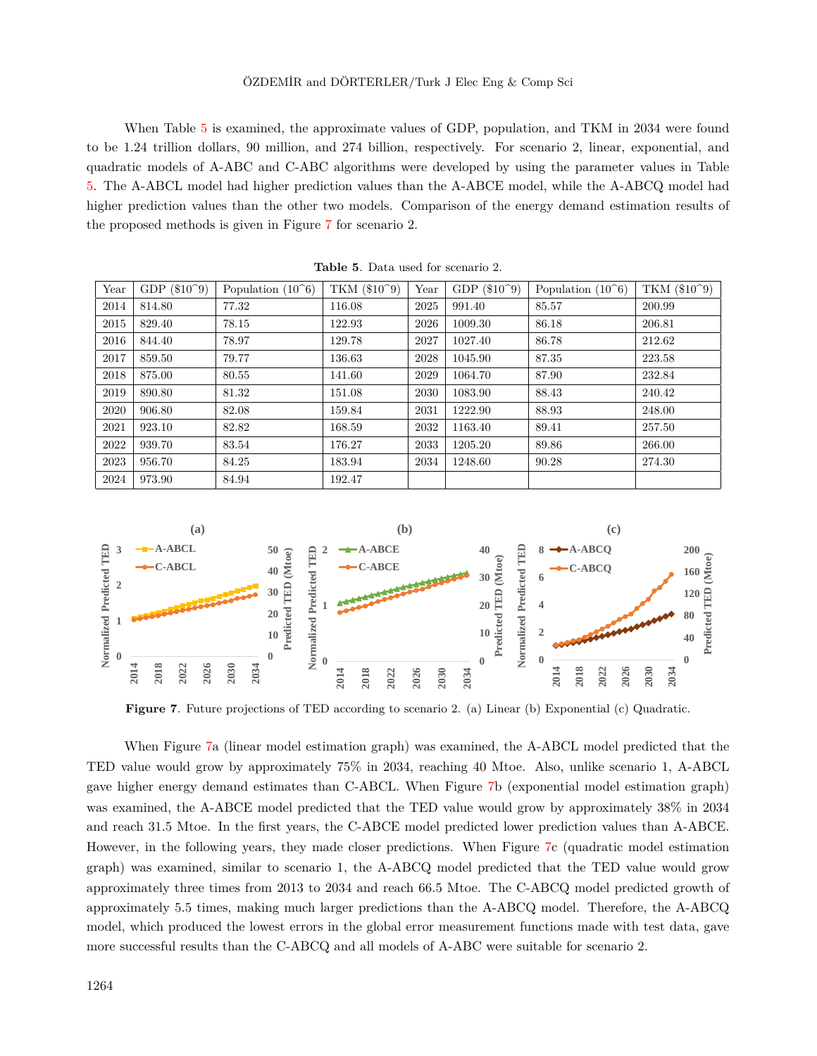When Table 5 is examined, the approximate values of GDP, population, and TKM in 2034 were found to be 1.24 trillion dollars, 90 million, and 274 billion, respectively. For scenario 2, linear, exponential, and quadratic models of A-ABC and C-ABC algorithms were developed by using the parameter values in Table 5. The A-ABCL model had higher prediction values than the A-ABCE model, while the A-ABCQ model had higher prediction values than the other two models. Comparison of the energy demand estimation results of the proposed methods is given in Figure 7 for scenario 2.

**Table 5**. Data used for scenario 2.

| Year | GDP ($10^9) | Population (10^6) | TKM ($10^9) | Year | GDP ($10^9) | Population (10^6) | TKM ($10^9) |
|---|---|---|---|---|---|---|---|
| 2014 | 814.80 | 77.32 | 116.08 | 2025 | 991.40 | 85.57 | 200.99 |
| 2015 | 829.40 | 78.15 | 122.93 | 2026 | 1009.30 | 86.18 | 206.81 |
| 2016 | 844.40 | 78.97 | 129.78 | 2027 | 1027.40 | 86.78 | 212.62 |
| 2017 | 859.50 | 79.77 | 136.63 | 2028 | 1045.90 | 87.35 | 223.58 |
| 2018 | 875.00 | 80.55 | 141.60 | 2029 | 1064.70 | 87.90 | 232.84 |
| 2019 | 890.80 | 81.32 | 151.08 | 2030 | 1083.90 | 88.43 | 240.42 |
| 2020 | 906.80 | 82.08 | 159.84 | 2031 | 1222.90 | 88.93 | 248.00 |
| 2021 | 923.10 | 82.82 | 168.59 | 2032 | 1163.40 | 89.41 | 257.50 |
| 2022 | 939.70 | 83.54 | 176.27 | 2033 | 1205.20 | 89.86 | 266.00 |
| 2023 | 956.70 | 84.25 | 183.94 | 2034 | 1248.60 | 90.28 | 274.30 |
| 2024 | 973.90 | 84.94 | 192.47 | | | | |

**Figure 7**. Future projections of TED according to scenario 2. (a) Linear (b) Exponential (c) Quadratic.

When Figure 7a (linear model estimation graph) was examined, the A-ABCL model predicted that the TED value would grow by approximately 75% in 2034, reaching 40 Mtoe. Also, unlike scenario 1, A-ABCL gave higher energy demand estimates than C-ABCL. When Figure 7b (exponential model estimation graph) was examined, the A-ABCE model predicted that the TED value would grow by approximately 38% in 2034 and reach 31.5 Mtoe. In the first years, the C-ABCE model predicted lower prediction values than A-ABCE. However, in the following years, they made closer predictions. When Figure 7c (quadratic model estimation graph) was examined, similar to scenario 1, the A-ABCQ model predicted that the TED value would grow approximately three times from 2013 to 2034 and reach 66.5 Mtoe. The C-ABCQ model predicted growth of approximately 5.5 times, making much larger predictions than the A-ABCQ model. Therefore, the A-ABCQ model, which produced the lowest errors in the global error measurement functions made with test data, gave more successful results than the C-ABCQ and all models of A-ABC were suitable for scenario 2.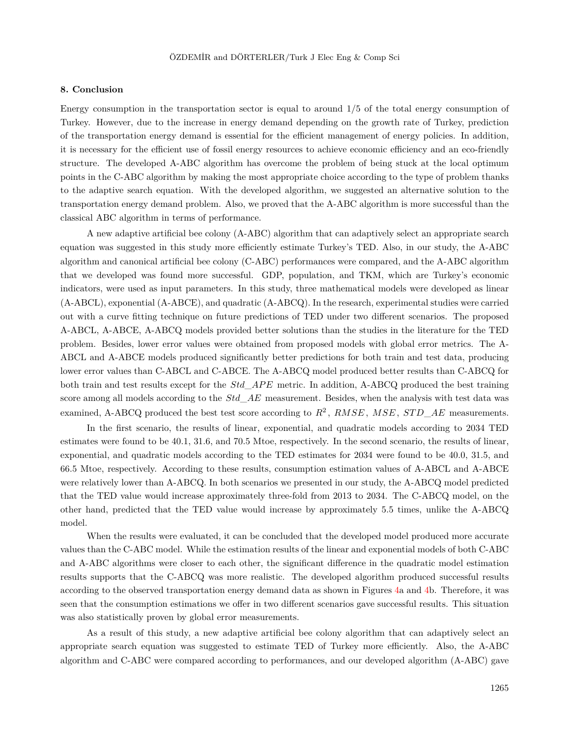## 8. Conclusion

Energy consumption in the transportation sector is equal to around 1/5 of the total energy consumption of Turkey. However, due to the increase in energy demand depending on the growth rate of Turkey, prediction of the transportation energy demand is essential for the efficient management of energy policies. In addition, it is necessary for the efficient use of fossil energy resources to achieve economic efficiency and an eco-friendly structure. The developed A-ABC algorithm has overcome the problem of being stuck at the local optimum points in the C-ABC algorithm by making the most appropriate choice according to the type of problem thanks to the adaptive search equation. With the developed algorithm, we suggested an alternative solution to the transportation energy demand problem. Also, we proved that the A-ABC algorithm is more successful than the classical ABC algorithm in terms of performance.

A new adaptive artificial bee colony (A-ABC) algorithm that can adaptively select an appropriate search equation was suggested in this study more efficiently estimate Turkey's TED. Also, in our study, the A-ABC algorithm and canonical artificial bee colony (C-ABC) performances were compared, and the A-ABC algorithm that we developed was found more successful. GDP, population, and TKM, which are Turkey's economic indicators, were used as input parameters. In this study, three mathematical models were developed as linear (A-ABCL), exponential (A-ABCE), and quadratic (A-ABCQ). In the research, experimental studies were carried out with a curve fitting technique on future predictions of TED under two different scenarios. The proposed A-ABCL, A-ABCE, A-ABCQ models provided better solutions than the studies in the literature for the TED problem. Besides, lower error values were obtained from proposed models with global error metrics. The A-ABCL and A-ABCE models produced significantly better predictions for both train and test data, producing lower error values than C-ABCL and C-ABCE. The A-ABCQ model produced better results than C-ABCQ for both train and test results except for the $Std\_APE$ metric. In addition, A-ABCQ produced the best training score among all models according to the $Std\_AE$ measurement. Besides, when the analysis with test data was examined, A-ABCQ produced the best test score according to $R^2$, $RMSE$, $MSE$, $STD\_AE$ measurements.

In the first scenario, the results of linear, exponential, and quadratic models according to 2034 TED estimates were found to be 40.1, 31.6, and 70.5 Mtoe, respectively. In the second scenario, the results of linear, exponential, and quadratic models according to the TED estimates for 2034 were found to be 40.0, 31.5, and 66.5 Mtoe, respectively. According to these results, consumption estimation values of A-ABCL and A-ABCE were relatively lower than A-ABCQ. In both scenarios we presented in our study, the A-ABCQ model predicted that the TED value would increase approximately three-fold from 2013 to 2034. The C-ABCQ model, on the other hand, predicted that the TED value would increase by approximately 5.5 times, unlike the A-ABCQ model.

When the results were evaluated, it can be concluded that the developed model produced more accurate values than the C-ABC model. While the estimation results of the linear and exponential models of both C-ABC and A-ABC algorithms were closer to each other, the significant difference in the quadratic model estimation results supports that the C-ABCQ was more realistic. The developed algorithm produced successful results according to the observed transportation energy demand data as shown in Figures 4a and 4b. Therefore, it was seen that the consumption estimations we offer in two different scenarios gave successful results. This situation was also statistically proven by global error measurements.

As a result of this study, a new adaptive artificial bee colony algorithm that can adaptively select an appropriate search equation was suggested to estimate TED of Turkey more efficiently. Also, the A-ABC algorithm and C-ABC were compared according to performances, and our developed algorithm (A-ABC) gave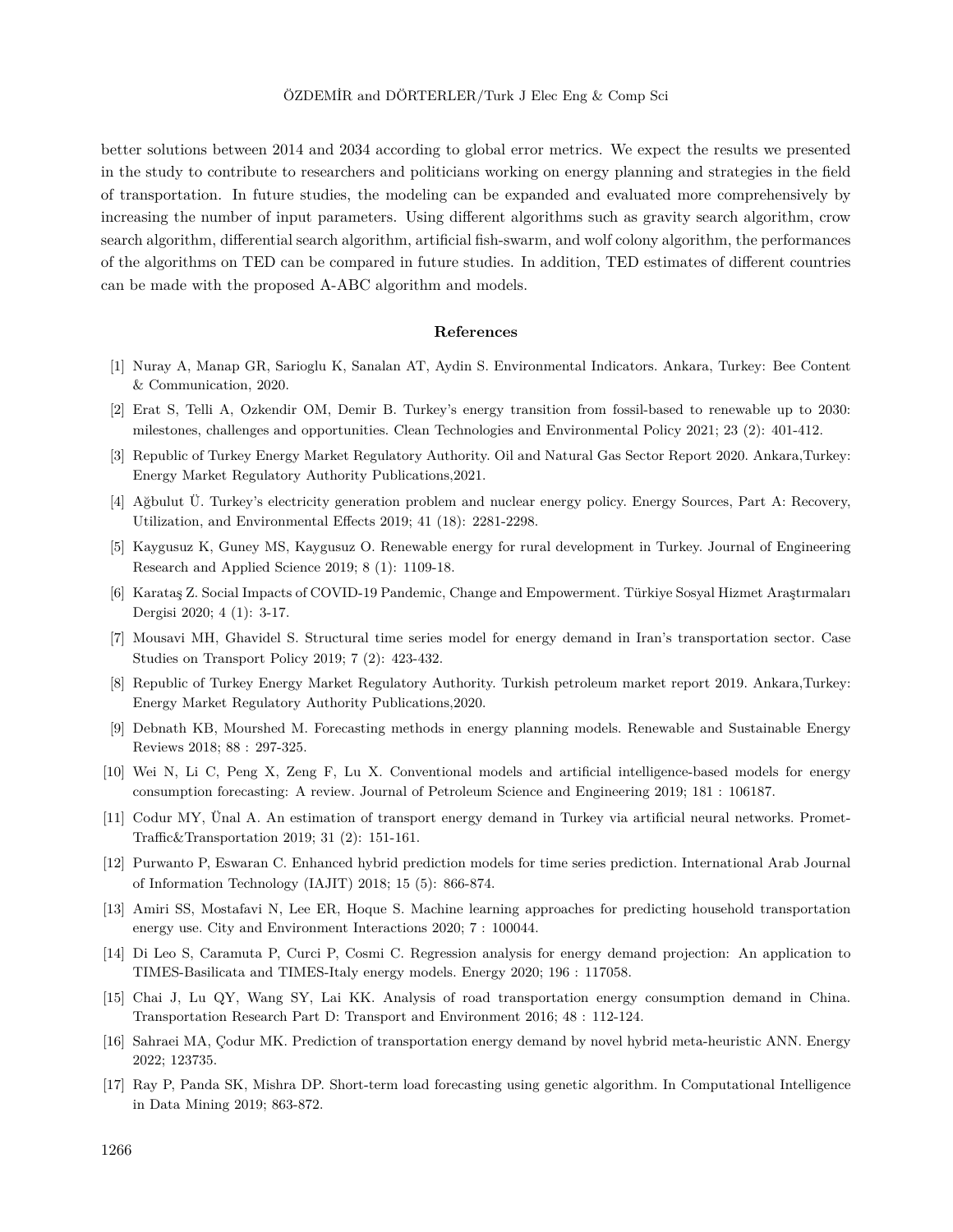better solutions between 2014 and 2034 according to global error metrics. We expect the results we presented in the study to contribute to researchers and politicians working on energy planning and strategies in the field of transportation. In future studies, the modeling can be expanded and evaluated more comprehensively by increasing the number of input parameters. Using different algorithms such as gravity search algorithm, crow search algorithm, differential search algorithm, artificial fish-swarm, and wolf colony algorithm, the performances of the algorithms on TED can be compared in future studies. In addition, TED estimates of different countries can be made with the proposed A-ABC algorithm and models.

## References

[1] Nuray A, Manap GR, Sarioglu K, Sanalan AT, Aydin S. Environmental Indicators. Ankara, Turkey: Bee Content & Communication, 2020.

[2] Erat S, Telli A, Ozkendir OM, Demir B. Turkey's energy transition from fossil-based to renewable up to 2030: milestones, challenges and opportunities. Clean Technologies and Environmental Policy 2021; 23 (2): 401-412.

[3] Republic of Turkey Energy Market Regulatory Authority. Oil and Natural Gas Sector Report 2020. Ankara,Turkey: Energy Market Regulatory Authority Publications,2021.

[4] Ağbulut Ü. Turkey's electricity generation problem and nuclear energy policy. Energy Sources, Part A: Recovery, Utilization, and Environmental Effects 2019; 41 (18): 2281-2298.

[5] Kaygusuz K, Guney MS, Kaygusuz O. Renewable energy for rural development in Turkey. Journal of Engineering Research and Applied Science 2019; 8 (1): 1109-18.

[6] Karataş Z. Social Impacts of COVID-19 Pandemic, Change and Empowerment. Türkiye Sosyal Hizmet Araştırmaları Dergisi 2020; 4 (1): 3-17.

[7] Mousavi MH, Ghavidel S. Structural time series model for energy demand in Iran's transportation sector. Case Studies on Transport Policy 2019; 7 (2): 423-432.

[8] Republic of Turkey Energy Market Regulatory Authority. Turkish petroleum market report 2019. Ankara,Turkey: Energy Market Regulatory Authority Publications,2020.

[9] Debnath KB, Mourshed M. Forecasting methods in energy planning models. Renewable and Sustainable Energy Reviews 2018; 88 : 297-325.

[10] Wei N, Li C, Peng X, Zeng F, Lu X. Conventional models and artificial intelligence-based models for energy consumption forecasting: A review. Journal of Petroleum Science and Engineering 2019; 181 : 106187.

[11] Codur MY, Ünal A. An estimation of transport energy demand in Turkey via artificial neural networks. Promet-Traffic&Transportation 2019; 31 (2): 151-161.

[12] Purwanto P, Eswaran C. Enhanced hybrid prediction models for time series prediction. International Arab Journal of Information Technology (IAJIT) 2018; 15 (5): 866-874.

[13] Amiri SS, Mostafavi N, Lee ER, Hoque S. Machine learning approaches for predicting household transportation energy use. City and Environment Interactions 2020; 7 : 100044.

[14] Di Leo S, Caramuta P, Curci P, Cosmi C. Regression analysis for energy demand projection: An application to TIMES-Basilicata and TIMES-Italy energy models. Energy 2020; 196 : 117058.

[15] Chai J, Lu QY, Wang SY, Lai KK. Analysis of road transportation energy consumption demand in China. Transportation Research Part D: Transport and Environment 2016; 48 : 112-124.

[16] Sahraei MA, Çodur MK. Prediction of transportation energy demand by novel hybrid meta-heuristic ANN. Energy 2022; 123735.

[17] Ray P, Panda SK, Mishra DP. Short-term load forecasting using genetic algorithm. In Computational Intelligence in Data Mining 2019; 863-872.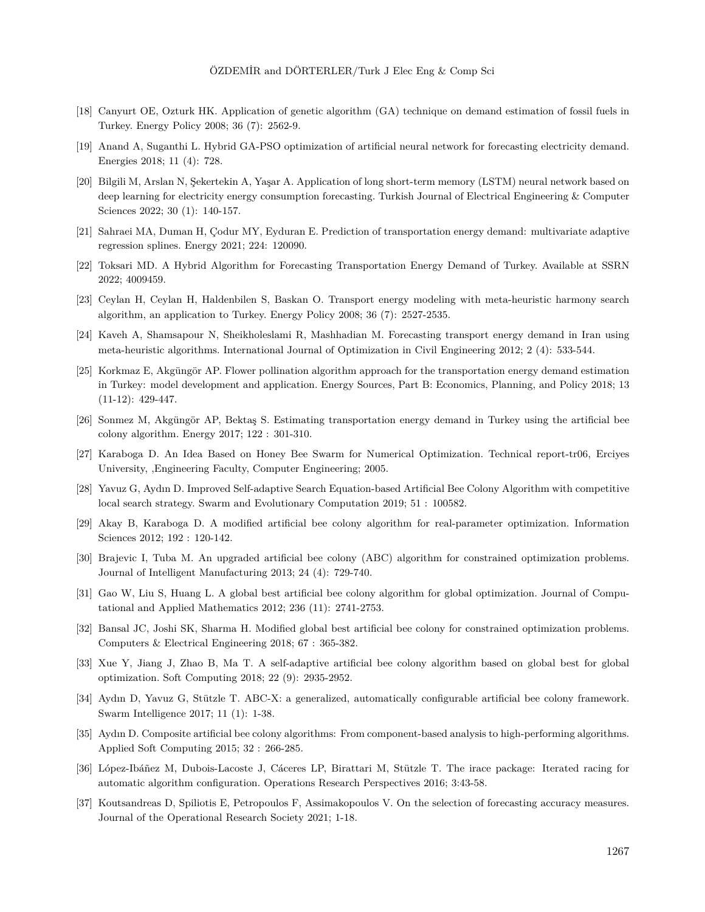[18] Canyurt OE, Ozturk HK. Application of genetic algorithm (GA) technique on demand estimation of fossil fuels in Turkey. Energy Policy 2008; 36 (7): 2562-9.

[19] Anand A, Suganthi L. Hybrid GA-PSO optimization of artificial neural network for forecasting electricity demand. Energies 2018; 11 (4): 728.

[20] Bilgili M, Arslan N, Şekertekin A, Yaşar A. Application of long short-term memory (LSTM) neural network based on deep learning for electricity energy consumption forecasting. Turkish Journal of Electrical Engineering & Computer Sciences 2022; 30 (1): 140-157.

[21] Sahraei MA, Duman H, Çodur MY, Eyduran E. Prediction of transportation energy demand: multivariate adaptive regression splines. Energy 2021; 224: 120090.

[22] Toksari MD. A Hybrid Algorithm for Forecasting Transportation Energy Demand of Turkey. Available at SSRN 2022; 4009459.

[23] Ceylan H, Ceylan H, Haldenbilen S, Baskan O. Transport energy modeling with meta-heuristic harmony search algorithm, an application to Turkey. Energy Policy 2008; 36 (7): 2527-2535.

[24] Kaveh A, Shamsapour N, Sheikholeslami R, Mashhadian M. Forecasting transport energy demand in Iran using meta-heuristic algorithms. International Journal of Optimization in Civil Engineering 2012; 2 (4): 533-544.

[25] Korkmaz E, Akgüngör AP. Flower pollination algorithm approach for the transportation energy demand estimation in Turkey: model development and application. Energy Sources, Part B: Economics, Planning, and Policy 2018; 13 (11-12): 429-447.

[26] Sonmez M, Akgüngör AP, Bektaş S. Estimating transportation energy demand in Turkey using the artificial bee colony algorithm. Energy 2017; 122 : 301-310.

[27] Karaboga D. An Idea Based on Honey Bee Swarm for Numerical Optimization. Technical report-tr06, Erciyes University, ,Engineering Faculty, Computer Engineering; 2005.

[28] Yavuz G, Aydın D. Improved Self-adaptive Search Equation-based Artificial Bee Colony Algorithm with competitive local search strategy. Swarm and Evolutionary Computation 2019; 51 : 100582.

[29] Akay B, Karaboga D. A modified artificial bee colony algorithm for real-parameter optimization. Information Sciences 2012; 192 : 120-142.

[30] Brajevic I, Tuba M. An upgraded artificial bee colony (ABC) algorithm for constrained optimization problems. Journal of Intelligent Manufacturing 2013; 24 (4): 729-740.

[31] Gao W, Liu S, Huang L. A global best artificial bee colony algorithm for global optimization. Journal of Computational and Applied Mathematics 2012; 236 (11): 2741-2753.

[32] Bansal JC, Joshi SK, Sharma H. Modified global best artificial bee colony for constrained optimization problems. Computers & Electrical Engineering 2018; 67 : 365-382.

[33] Xue Y, Jiang J, Zhao B, Ma T. A self-adaptive artificial bee colony algorithm based on global best for global optimization. Soft Computing 2018; 22 (9): 2935-2952.

[34] Aydın D, Yavuz G, Stützle T. ABC-X: a generalized, automatically configurable artificial bee colony framework. Swarm Intelligence 2017; 11 (1): 1-38.

[35] Aydın D. Composite artificial bee colony algorithms: From component-based analysis to high-performing algorithms. Applied Soft Computing 2015; 32 : 266-285.

[36] López-Ibáñez M, Dubois-Lacoste J, Cáceres LP, Birattari M, Stützle T. The irace package: Iterated racing for automatic algorithm configuration. Operations Research Perspectives 2016; 3:43-58.

[37] Koutsandreas D, Spiliotis E, Petropoulos F, Assimakopoulos V. On the selection of forecasting accuracy measures. Journal of the Operational Research Society 2021; 1-18.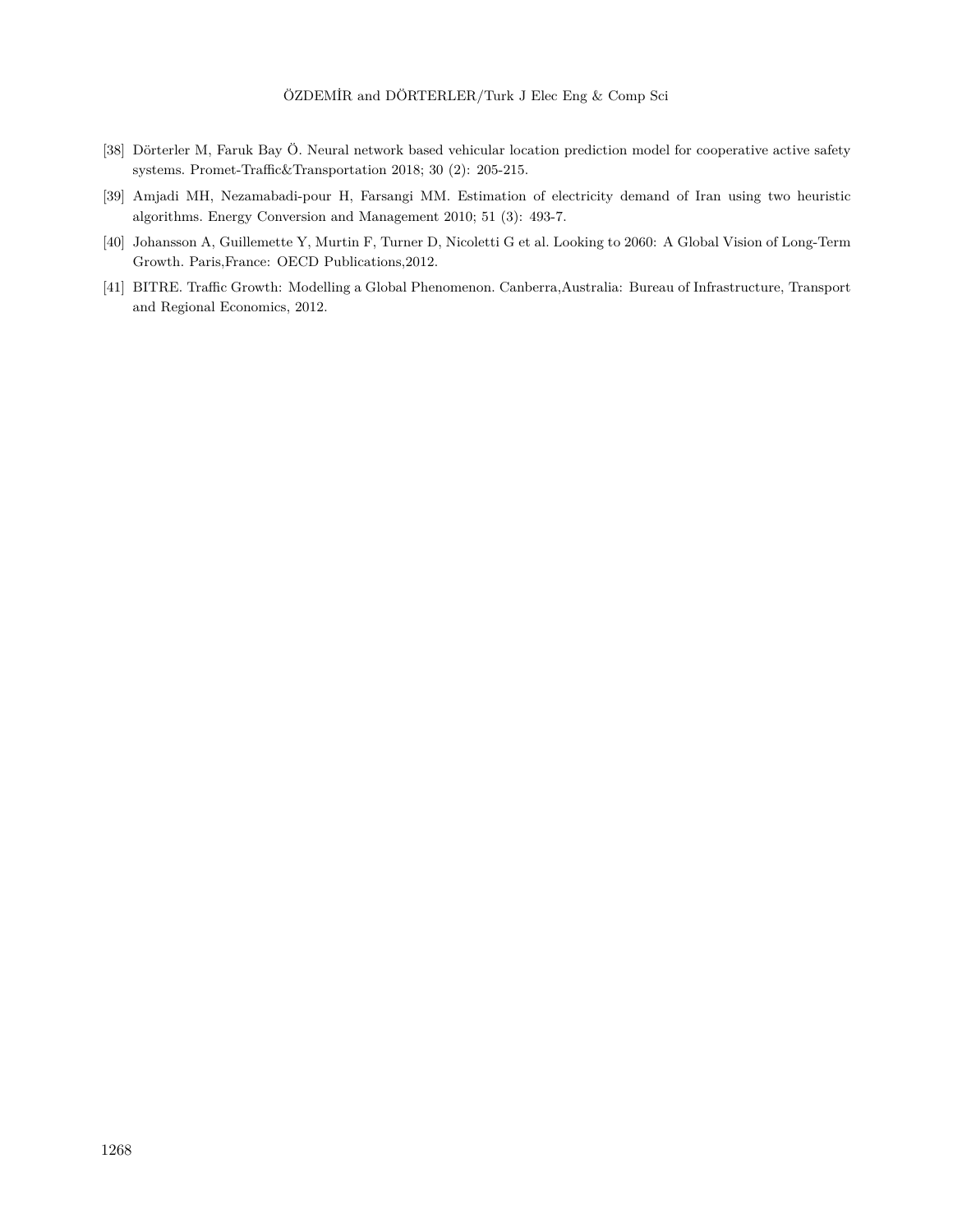[38] Dörterler M, Faruk Bay Ö. Neural network based vehicular location prediction model for cooperative active safety systems. Promet-Traffic&Transportation 2018; 30 (2): 205-215.

[39] Amjadi MH, Nezamabadi-pour H, Farsangi MM. Estimation of electricity demand of Iran using two heuristic algorithms. Energy Conversion and Management 2010; 51 (3): 493-7.

[40] Johansson A, Guillemette Y, Murtin F, Turner D, Nicoletti G et al. Looking to 2060: A Global Vision of Long-Term Growth. Paris,France: OECD Publications,2012.

[41] BITRE. Traffic Growth: Modelling a Global Phenomenon. Canberra,Australia: Bureau of Infrastructure, Transport and Regional Economics, 2012.